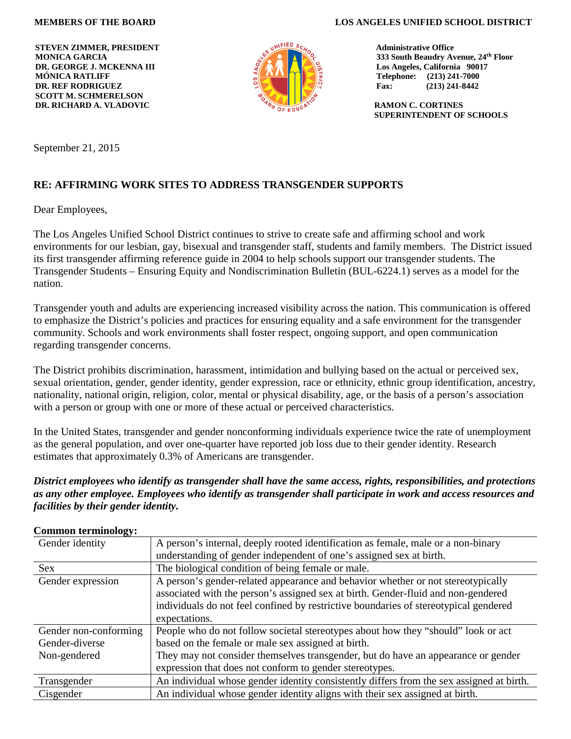**MEMBERS OF THE BOARD**

**STEVEN ZIMMER, PRESIDENT**
**MONICA GARCIA**
**DR. GEORGE J. MCKENNA III**
**MÓNICA RATLIFF**
**DR. REF RODRIGUEZ**
**SCOTT M. SCHMERELSON**
**DR. RICHARD A. VLADOVIC**

**LOS ANGELES UNIFIED SCHOOL DISTRICT**

**Administrative Office**
**333 South Beaudry Avenue, 24th Floor**
**Los Angeles, California 90017**
**Telephone: (213) 241-7000**
**Fax: (213) 241-8442**

**RAMON C. CORTINES**
**SUPERINTENDENT OF SCHOOLS**

September 21, 2015

## RE: AFFIRMING WORK SITES TO ADDRESS TRANSGENDER SUPPORTS

Dear Employees,

The Los Angeles Unified School District continues to strive to create safe and affirming school and work environments for our lesbian, gay, bisexual and transgender staff, students and family members. The District issued its first transgender affirming reference guide in 2004 to help schools support our transgender students. The Transgender Students – Ensuring Equity and Nondiscrimination Bulletin (BUL-6224.1) serves as a model for the nation.

Transgender youth and adults are experiencing increased visibility across the nation. This communication is offered to emphasize the District's policies and practices for ensuring equality and a safe environment for the transgender community. Schools and work environments shall foster respect, ongoing support, and open communication regarding transgender concerns.

The District prohibits discrimination, harassment, intimidation and bullying based on the actual or perceived sex, sexual orientation, gender, gender identity, gender expression, race or ethnicity, ethnic group identification, ancestry, nationality, national origin, religion, color, mental or physical disability, age, or the basis of a person's association with a person or group with one or more of these actual or perceived characteristics.

In the United States, transgender and gender nonconforming individuals experience twice the rate of unemployment as the general population, and over one-quarter have reported job loss due to their gender identity. Research estimates that approximately 0.3% of Americans are transgender.

***District employees who identify as transgender shall have the same access, rights, responsibilities, and protections as any other employee. Employees who identify as transgender shall participate in work and access resources and facilities by their gender identity.***

**Common terminology:**

| | |
|---|---|
| Gender identity | A person's internal, deeply rooted identification as female, male or a non-binary understanding of gender independent of one's assigned sex at birth. |
| Sex | The biological condition of being female or male. |
| Gender expression | A person's gender-related appearance and behavior whether or not stereotypically associated with the person's assigned sex at birth. Gender-fluid and non-gendered individuals do not feel confined by restrictive boundaries of stereotypical gendered expectations. |
| Gender non-conforming<br>Gender-diverse<br>Non-gendered | People who do not follow societal stereotypes about how they "should" look or act based on the female or male sex assigned at birth.<br>They may not consider themselves transgender, but do have an appearance or gender expression that does not conform to gender stereotypes. |
| Transgender | An individual whose gender identity consistently differs from the sex assigned at birth. |
| Cisgender | An individual whose gender identity aligns with their sex assigned at birth. |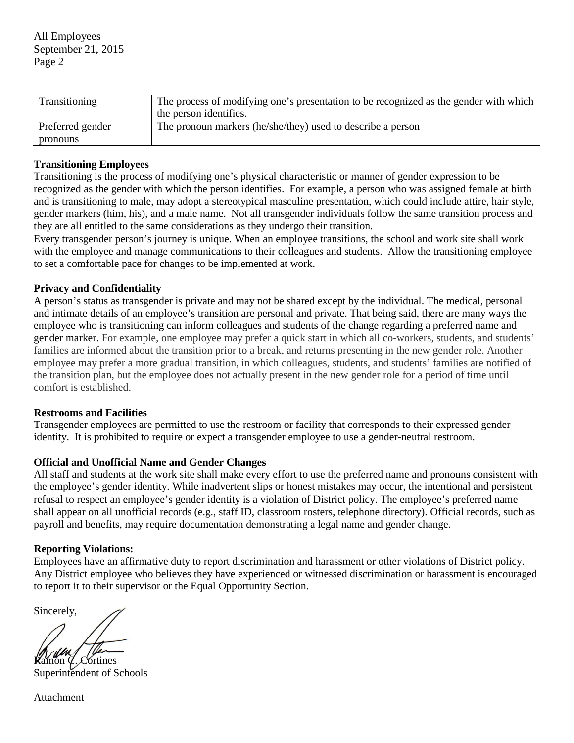| Transitioning | The process of modifying one's presentation to be recognized as the gender with which the person identifies. |
| --- | --- |
| Preferred gender pronouns | The pronoun markers (he/she/they) used to describe a person |

**Transitioning Employees**

Transitioning is the process of modifying one's physical characteristic or manner of gender expression to be recognized as the gender with which the person identifies. For example, a person who was assigned female at birth and is transitioning to male, may adopt a stereotypical masculine presentation, which could include attire, hair style, gender markers (him, his), and a male name. Not all transgender individuals follow the same transition process and they are all entitled to the same considerations as they undergo their transition.

Every transgender person's journey is unique. When an employee transitions, the school and work site shall work with the employee and manage communications to their colleagues and students. Allow the transitioning employee to set a comfortable pace for changes to be implemented at work.

**Privacy and Confidentiality**

A person's status as transgender is private and may not be shared except by the individual. The medical, personal and intimate details of an employee's transition are personal and private. That being said, there are many ways the employee who is transitioning can inform colleagues and students of the change regarding a preferred name and gender marker. For example, one employee may prefer a quick start in which all co-workers, students, and students' families are informed about the transition prior to a break, and returns presenting in the new gender role. Another employee may prefer a more gradual transition, in which colleagues, students, and students' families are notified of the transition plan, but the employee does not actually present in the new gender role for a period of time until comfort is established.

**Restrooms and Facilities**

Transgender employees are permitted to use the restroom or facility that corresponds to their expressed gender identity. It is prohibited to require or expect a transgender employee to use a gender-neutral restroom.

**Official and Unofficial Name and Gender Changes**

All staff and students at the work site shall make every effort to use the preferred name and pronouns consistent with the employee's gender identity. While inadvertent slips or honest mistakes may occur, the intentional and persistent refusal to respect an employee's gender identity is a violation of District policy. The employee's preferred name shall appear on all unofficial records (e.g., staff ID, classroom rosters, telephone directory). Official records, such as payroll and benefits, may require documentation demonstrating a legal name and gender change.

**Reporting Violations:**

Employees have an affirmative duty to report discrimination and harassment or other violations of District policy. Any District employee who believes they have experienced or witnessed discrimination or harassment is encouraged to report it to their supervisor or the Equal Opportunity Section.

Sincerely,

Ramon C. Cortines
Superintendent of Schools

Attachment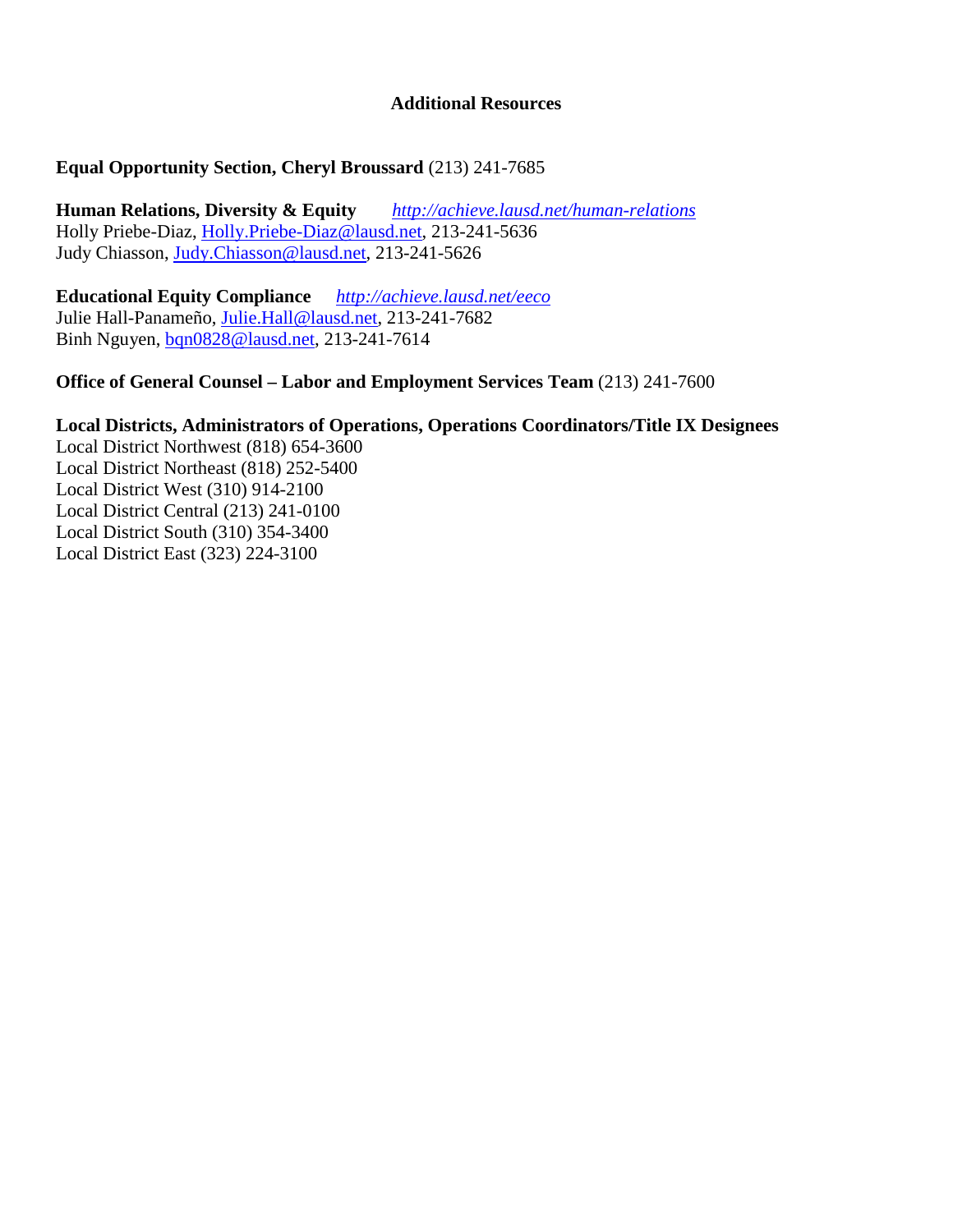## Additional Resources

**Equal Opportunity Section, Cheryl Broussard** (213) 241-7685

**Human Relations, Diversity & Equity** *http://achieve.lausd.net/human-relations*
Holly Priebe-Diaz, Holly.Priebe-Diaz@lausd.net, 213-241-5636
Judy Chiasson, Judy.Chiasson@lausd.net, 213-241-5626

**Educational Equity Compliance** *http://achieve.lausd.net/eeco*
Julie Hall-Panameño, Julie.Hall@lausd.net, 213-241-7682
Binh Nguyen, bqn0828@lausd.net, 213-241-7614

**Office of General Counsel – Labor and Employment Services Team** (213) 241-7600

**Local Districts, Administrators of Operations, Operations Coordinators/Title IX Designees**
Local District Northwest (818) 654-3600
Local District Northeast (818) 252-5400
Local District West (310) 914-2100
Local District Central (213) 241-0100
Local District South (310) 354-3400
Local District East (323) 224-3100